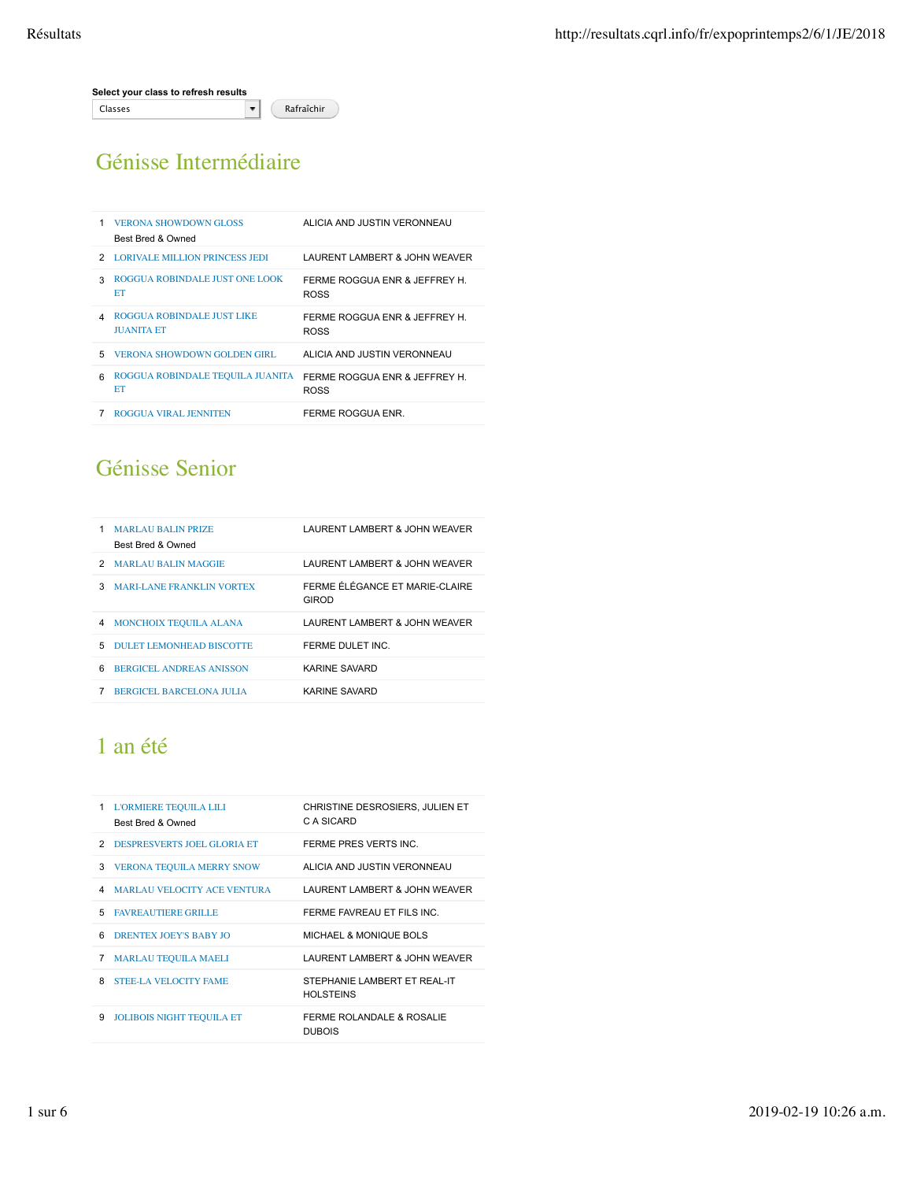Select your class to refresh results

Classes ▾ Rafraîchir

## Génisse Intermédiaire

| | | |
|---|---|---|
| 1 | VERONA SHOWDOWN GLOSS<br>Best Bred & Owned | ALICIA AND JUSTIN VERONNEAU |
| 2 | LORIVALE MILLION PRINCESS JEDI | LAURENT LAMBERT & JOHN WEAVER |
| 3 | ROGGUA ROBINDALE JUST ONE LOOK ET | FERME ROGGUA ENR & JEFFREY H. ROSS |
| 4 | ROGGUA ROBINDALE JUST LIKE JUANITA ET | FERME ROGGUA ENR & JEFFREY H. ROSS |
| 5 | VERONA SHOWDOWN GOLDEN GIRL | ALICIA AND JUSTIN VERONNEAU |
| 6 | ROGGUA ROBINDALE TEQUILA JUANITA ET | FERME ROGGUA ENR & JEFFREY H. ROSS |
| 7 | ROGGUA VIRAL JENNITEN | FERME ROGGUA ENR. |

## Génisse Senior

| | | |
|---|---|---|
| 1 | MARLAU BALIN PRIZE<br>Best Bred & Owned | LAURENT LAMBERT & JOHN WEAVER |
| 2 | MARLAU BALIN MAGGIE | LAURENT LAMBERT & JOHN WEAVER |
| 3 | MARI-LANE FRANKLIN VORTEX | FERME ÉLÉGANCE ET MARIE-CLAIRE GIROD |
| 4 | MONCHOIX TEQUILA ALANA | LAURENT LAMBERT & JOHN WEAVER |
| 5 | DULET LEMONHEAD BISCOTTE | FERME DULET INC. |
| 6 | BERGICEL ANDREAS ANISSON | KARINE SAVARD |
| 7 | BERGICEL BARCELONA JULIA | KARINE SAVARD |

## 1 an été

| | | |
|---|---|---|
| 1 | L'ORMIERE TEQUILA LILI<br>Best Bred & Owned | CHRISTINE DESROSIERS, JULIEN ET C A SICARD |
| 2 | DESPRESVERTS JOEL GLORIA ET | FERME PRES VERTS INC. |
| 3 | VERONA TEQUILA MERRY SNOW | ALICIA AND JUSTIN VERONNEAU |
| 4 | MARLAU VELOCITY ACE VENTURA | LAURENT LAMBERT & JOHN WEAVER |
| 5 | FAVREAUTIERE GRILLE | FERME FAVREAU ET FILS INC. |
| 6 | DRENTEX JOEY'S BABY JO | MICHAEL & MONIQUE BOLS |
| 7 | MARLAU TEQUILA MAELI | LAURENT LAMBERT & JOHN WEAVER |
| 8 | STEE-LA VELOCITY FAME | STEPHANIE LAMBERT ET REAL-IT HOLSTEINS |
| 9 | JOLIBOIS NIGHT TEQUILA ET | FERME ROLANDALE & ROSALIE DUBOIS |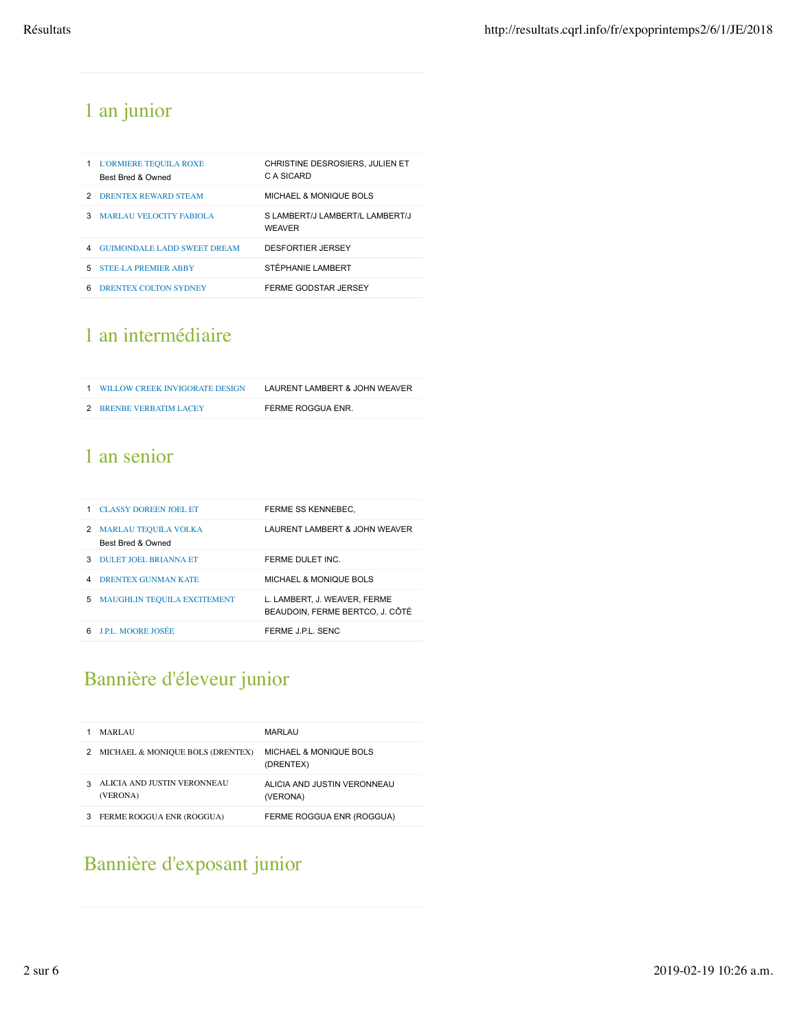## 1 an junior

| | | |
|---|---|---|
| 1 | L'ORMIERE TEQUILA ROXE<br>Best Bred & Owned | CHRISTINE DESROSIERS, JULIEN ET C A SICARD |
| 2 | DRENTEX REWARD STEAM | MICHAEL & MONIQUE BOLS |
| 3 | MARLAU VELOCITY FABIOLA | S LAMBERT/J LAMBERT/L LAMBERT/J WEAVER |
| 4 | GUIMONDALE LADD SWEET DREAM | DESFORTIER JERSEY |
| 5 | STEE-LA PREMIER ABBY | STÉPHANIE LAMBERT |
| 6 | DRENTEX COLTON SYDNEY | FERME GODSTAR JERSEY |

## 1 an intermédiaire

| | | |
|---|---|---|
| 1 | WILLOW CREEK INVIGORATE DESIGN | LAURENT LAMBERT & JOHN WEAVER |
| 2 | BRENBE VERBATIM LACEY | FERME ROGGUA ENR. |

## 1 an senior

| | | |
|---|---|---|
| 1 | CLASSY DOREEN JOEL ET | FERME SS KENNEBEC, |
| 2 | MARLAU TEQUILA VOLKA<br>Best Bred & Owned | LAURENT LAMBERT & JOHN WEAVER |
| 3 | DULET JOEL BRIANNA ET | FERME DULET INC. |
| 4 | DRENTEX GUNMAN KATE | MICHAEL & MONIQUE BOLS |
| 5 | MAUGHLIN TEQUILA EXCITEMENT | L. LAMBERT, J. WEAVER, FERME BEAUDOIN, FERME BERTCO, J. CÔTÉ |
| 6 | J.P.L. MOORE JOSÉE | FERME J.P.L. SENC |

## Bannière d'éleveur junior

| | | |
|---|---|---|
| 1 | MARLAU | MARLAU |
| 2 | MICHAEL & MONIQUE BOLS (DRENTEX) | MICHAEL & MONIQUE BOLS (DRENTEX) |
| 3 | ALICIA AND JUSTIN VERONNEAU (VERONA) | ALICIA AND JUSTIN VERONNEAU (VERONA) |
| 3 | FERME ROGGUA ENR (ROGGUA) | FERME ROGGUA ENR (ROGGUA) |

## Bannière d'exposant junior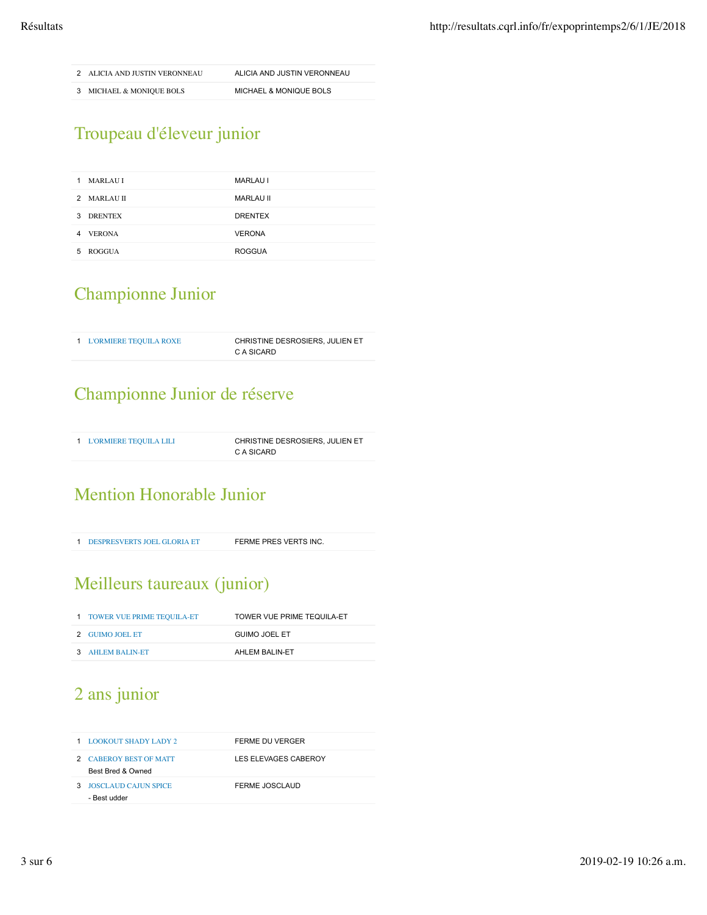| | | |
|---|---|---|
| 2 | ALICIA AND JUSTIN VERONNEAU | ALICIA AND JUSTIN VERONNEAU |
| 3 | MICHAEL & MONIQUE BOLS | MICHAEL & MONIQUE BOLS |

## Troupeau d'éleveur junior

| | | |
|---|---|---|
| 1 | MARLAU I | MARLAU I |
| 2 | MARLAU II | MARLAU II |
| 3 | DRENTEX | DRENTEX |
| 4 | VERONA | VERONA |
| 5 | ROGGUA | ROGGUA |

## Championne Junior

| | | |
|---|---|---|
| 1 | L'ORMIERE TEQUILA ROXE | CHRISTINE DESROSIERS, JULIEN ET C A SICARD |

## Championne Junior de réserve

| | | |
|---|---|---|
| 1 | L'ORMIERE TEQUILA LILI | CHRISTINE DESROSIERS, JULIEN ET C A SICARD |

## Mention Honorable Junior

| | | |
|---|---|---|
| 1 | DESPRESVERTS JOEL GLORIA ET | FERME PRES VERTS INC. |

## Meilleurs taureaux (junior)

| | | |
|---|---|---|
| 1 | TOWER VUE PRIME TEQUILA-ET | TOWER VUE PRIME TEQUILA-ET |
| 2 | GUIMO JOEL ET | GUIMO JOEL ET |
| 3 | AHLEM BALIN-ET | AHLEM BALIN-ET |

## 2 ans junior

| | | |
|---|---|---|
| 1 | LOOKOUT SHADY LADY 2 | FERME DU VERGER |
| 2 | CABEROY BEST OF MATT<br>Best Bred & Owned | LES ELEVAGES CABEROY |
| 3 | JOSCLAUD CAJUN SPICE<br>- Best udder | FERME JOSCLAUD |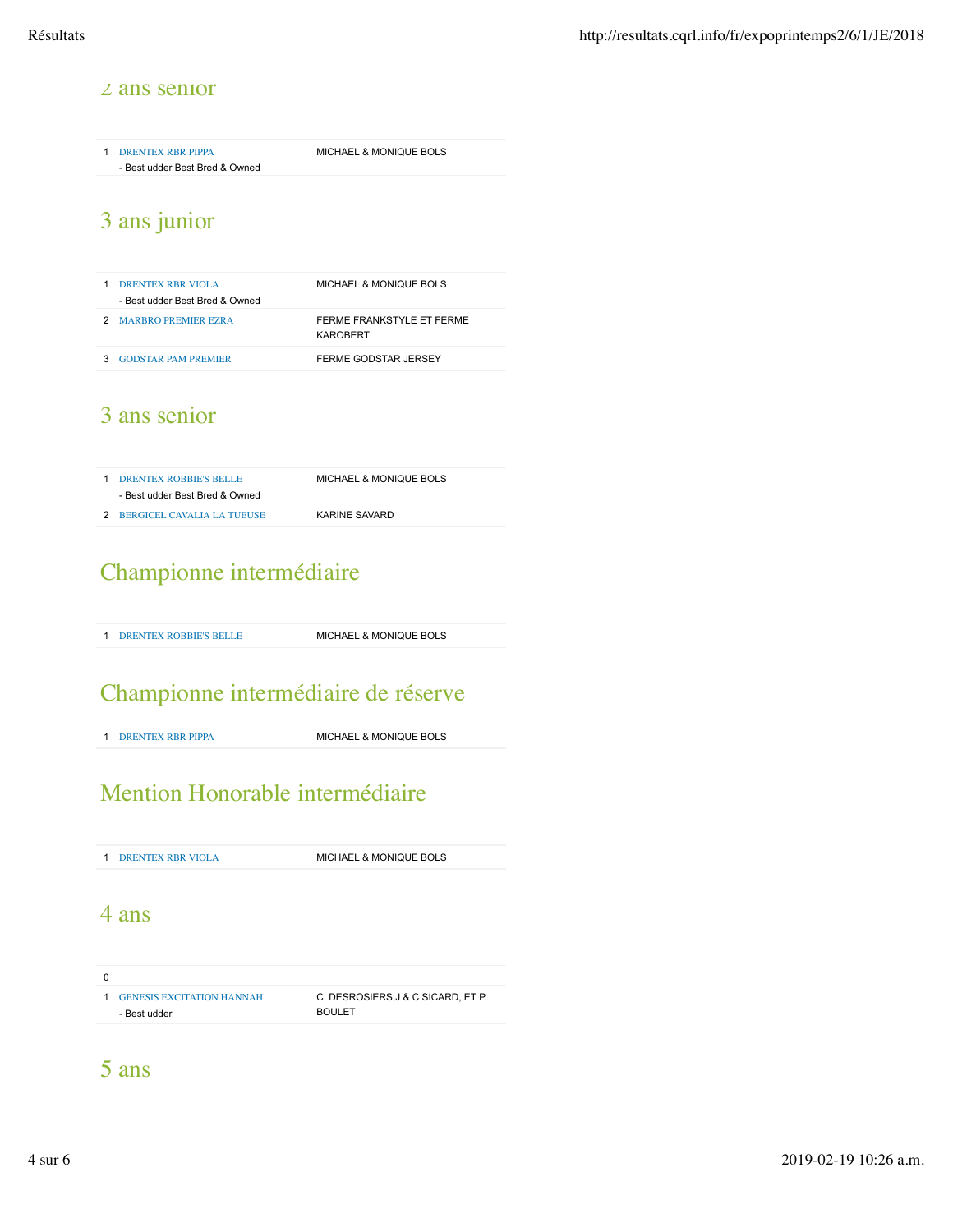## 2 ans senior

| | | |
|---|---|---|
| 1 | DRENTEX RBR PIPPA<br>- Best udder Best Bred & Owned | MICHAEL & MONIQUE BOLS |

## 3 ans junior

| | | |
|---|---|---|
| 1 | DRENTEX RBR VIOLA<br>- Best udder Best Bred & Owned | MICHAEL & MONIQUE BOLS |
| 2 | MARBRO PREMIER EZRA | FERME FRANKSTYLE ET FERME KAROBERT |
| 3 | GODSTAR PAM PREMIER | FERME GODSTAR JERSEY |

## 3 ans senior

| | | |
|---|---|---|
| 1 | DRENTEX ROBBIE'S BELLE<br>- Best udder Best Bred & Owned | MICHAEL & MONIQUE BOLS |
| 2 | BERGICEL CAVALIA LA TUEUSE | KARINE SAVARD |

## Championne intermédiaire

| | | |
|---|---|---|
| 1 | DRENTEX ROBBIE'S BELLE | MICHAEL & MONIQUE BOLS |

## Championne intermédiaire de réserve

| | | |
|---|---|---|
| 1 | DRENTEX RBR PIPPA | MICHAEL & MONIQUE BOLS |

## Mention Honorable intermédiaire

| | | |
|---|---|---|
| 1 | DRENTEX RBR VIOLA | MICHAEL & MONIQUE BOLS |

## 4 ans

| | | |
|---|---|---|
| 0 | | |
| 1 | GENESIS EXCITATION HANNAH<br>- Best udder | C. DESROSIERS,J & C SICARD, ET P. BOULET |

## 5 ans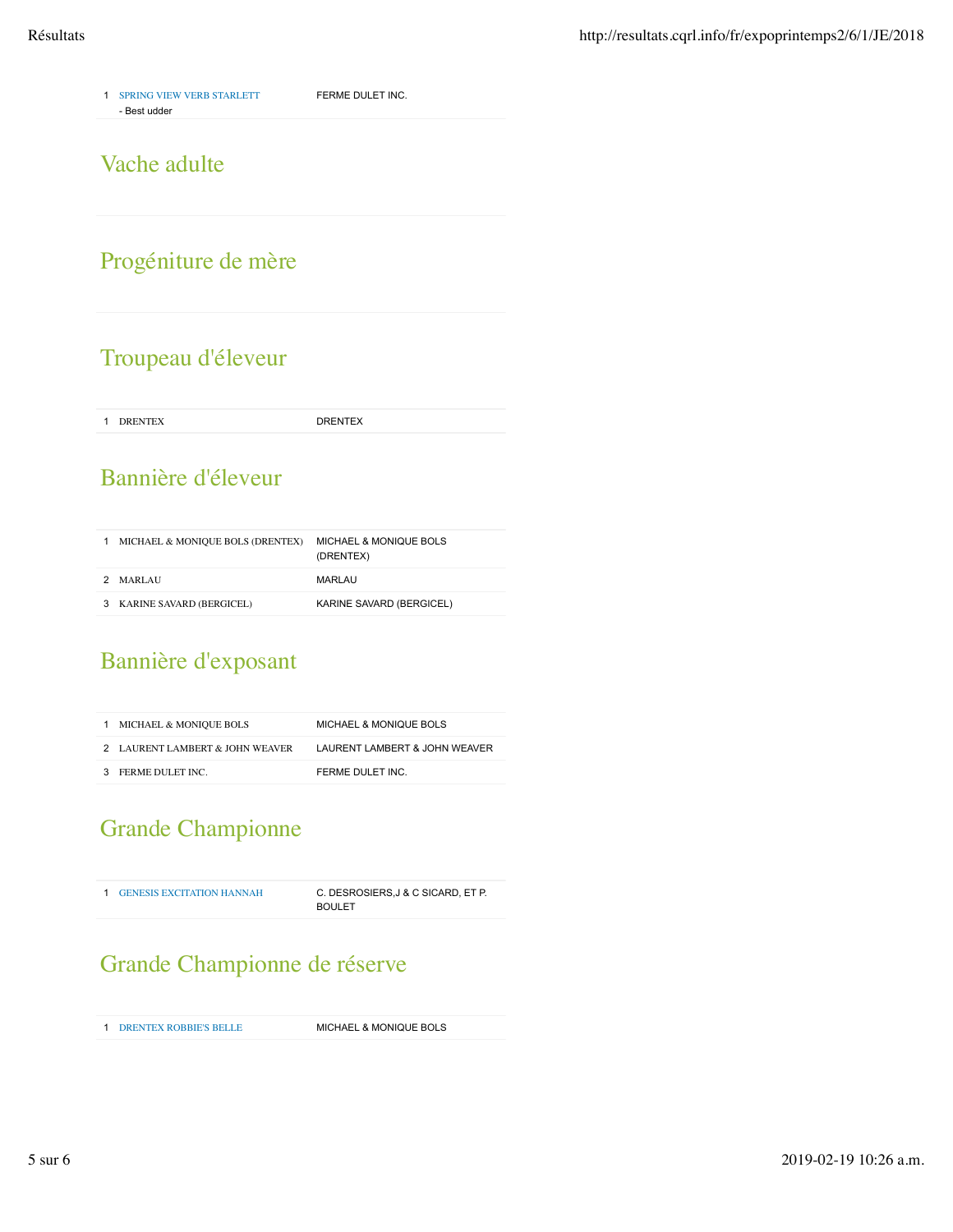| | | |
|---|---|---|
| 1 | SPRING VIEW VERB STARLETT<br>- Best udder | FERME DULET INC. |

## Vache adulte

## Progéniture de mère

## Troupeau d'éleveur

| | | |
|---|---|---|
| 1 | DRENTEX | DRENTEX |

## Bannière d'éleveur

| | | |
|---|---|---|
| 1 | MICHAEL & MONIQUE BOLS (DRENTEX) | MICHAEL & MONIQUE BOLS (DRENTEX) |
| 2 | MARLAU | MARLAU |
| 3 | KARINE SAVARD (BERGICEL) | KARINE SAVARD (BERGICEL) |

## Bannière d'exposant

| | | |
|---|---|---|
| 1 | MICHAEL & MONIQUE BOLS | MICHAEL & MONIQUE BOLS |
| 2 | LAURENT LAMBERT & JOHN WEAVER | LAURENT LAMBERT & JOHN WEAVER |
| 3 | FERME DULET INC. | FERME DULET INC. |

## Grande Championne

| | | |
|---|---|---|
| 1 | GENESIS EXCITATION HANNAH | C. DESROSIERS,J & C SICARD, ET P. BOULET |

## Grande Championne de réserve

| | | |
|---|---|---|
| 1 | DRENTEX ROBBIE'S BELLE | MICHAEL & MONIQUE BOLS |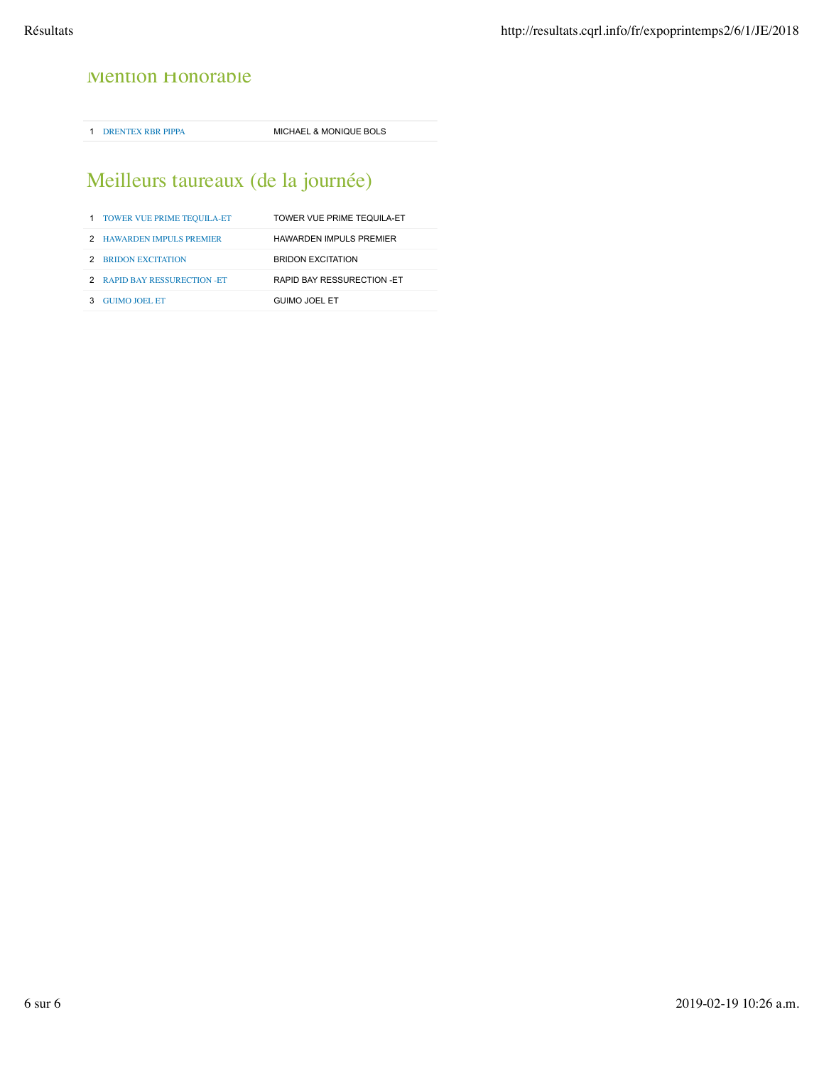## Mention Honorable

| | | |
|---|---|---|
| 1 | DRENTEX RBR PIPPA | MICHAEL & MONIQUE BOLS |

## Meilleurs taureaux (de la journée)

| | | |
|---|---|---|
| 1 | TOWER VUE PRIME TEQUILA-ET | TOWER VUE PRIME TEQUILA-ET |
| 2 | HAWARDEN IMPULS PREMIER | HAWARDEN IMPULS PREMIER |
| 2 | BRIDON EXCITATION | BRIDON EXCITATION |
| 2 | RAPID BAY RESSURECTION -ET | RAPID BAY RESSURECTION -ET |
| 3 | GUIMO JOEL ET | GUIMO JOEL ET |